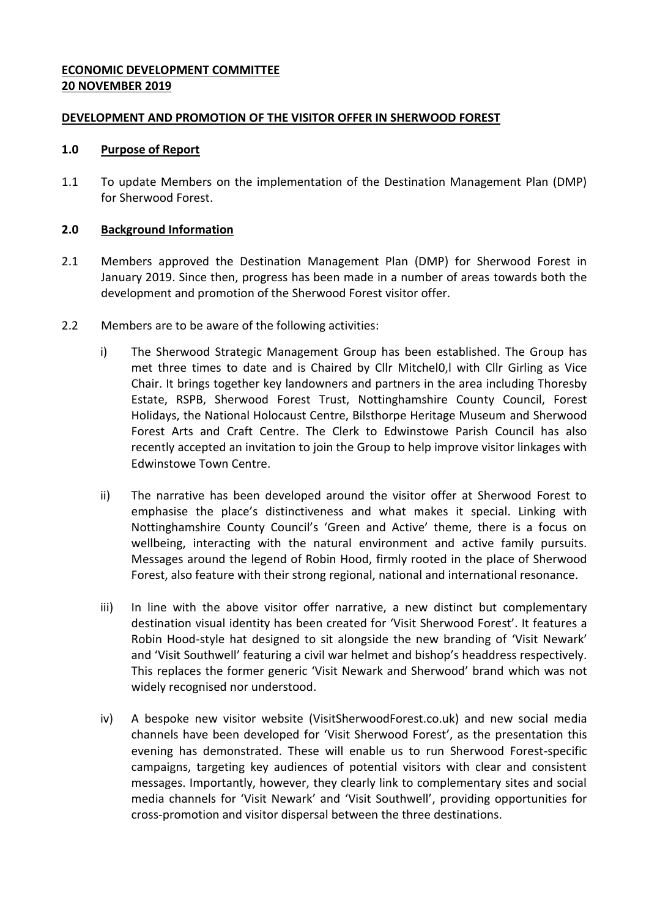**ECONOMIC DEVELOPMENT COMMITTEE**
**20 NOVEMBER 2019**

**DEVELOPMENT AND PROMOTION OF THE VISITOR OFFER IN SHERWOOD FOREST**

**1.0 Purpose of Report**

1.1 To update Members on the implementation of the Destination Management Plan (DMP) for Sherwood Forest.

**2.0 Background Information**

2.1 Members approved the Destination Management Plan (DMP) for Sherwood Forest in January 2019. Since then, progress has been made in a number of areas towards both the development and promotion of the Sherwood Forest visitor offer.

2.2 Members are to be aware of the following activities:

i) The Sherwood Strategic Management Group has been established. The Group has met three times to date and is Chaired by Cllr Mitchel0,l with Cllr Girling as Vice Chair. It brings together key landowners and partners in the area including Thoresby Estate, RSPB, Sherwood Forest Trust, Nottinghamshire County Council, Forest Holidays, the National Holocaust Centre, Bilsthorpe Heritage Museum and Sherwood Forest Arts and Craft Centre. The Clerk to Edwinstowe Parish Council has also recently accepted an invitation to join the Group to help improve visitor linkages with Edwinstowe Town Centre.

ii) The narrative has been developed around the visitor offer at Sherwood Forest to emphasise the place's distinctiveness and what makes it special. Linking with Nottinghamshire County Council's 'Green and Active' theme, there is a focus on wellbeing, interacting with the natural environment and active family pursuits. Messages around the legend of Robin Hood, firmly rooted in the place of Sherwood Forest, also feature with their strong regional, national and international resonance.

iii) In line with the above visitor offer narrative, a new distinct but complementary destination visual identity has been created for 'Visit Sherwood Forest'. It features a Robin Hood-style hat designed to sit alongside the new branding of 'Visit Newark' and 'Visit Southwell' featuring a civil war helmet and bishop's headdress respectively. This replaces the former generic 'Visit Newark and Sherwood' brand which was not widely recognised nor understood.

iv) A bespoke new visitor website (VisitSherwoodForest.co.uk) and new social media channels have been developed for 'Visit Sherwood Forest', as the presentation this evening has demonstrated. These will enable us to run Sherwood Forest-specific campaigns, targeting key audiences of potential visitors with clear and consistent messages. Importantly, however, they clearly link to complementary sites and social media channels for 'Visit Newark' and 'Visit Southwell', providing opportunities for cross-promotion and visitor dispersal between the three destinations.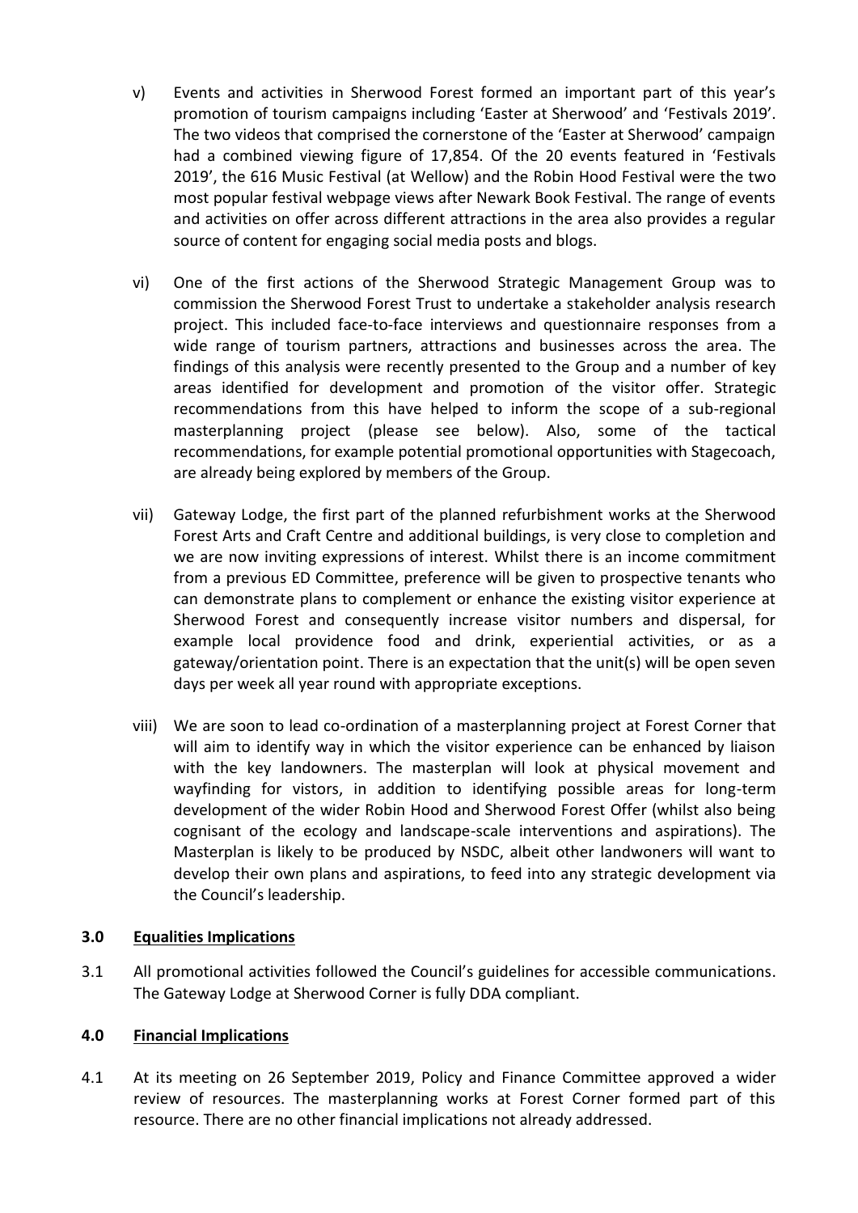v) Events and activities in Sherwood Forest formed an important part of this year's promotion of tourism campaigns including 'Easter at Sherwood' and 'Festivals 2019'. The two videos that comprised the cornerstone of the 'Easter at Sherwood' campaign had a combined viewing figure of 17,854. Of the 20 events featured in 'Festivals 2019', the 616 Music Festival (at Wellow) and the Robin Hood Festival were the two most popular festival webpage views after Newark Book Festival. The range of events and activities on offer across different attractions in the area also provides a regular source of content for engaging social media posts and blogs.

vi) One of the first actions of the Sherwood Strategic Management Group was to commission the Sherwood Forest Trust to undertake a stakeholder analysis research project. This included face-to-face interviews and questionnaire responses from a wide range of tourism partners, attractions and businesses across the area. The findings of this analysis were recently presented to the Group and a number of key areas identified for development and promotion of the visitor offer. Strategic recommendations from this have helped to inform the scope of a sub-regional masterplanning project (please see below). Also, some of the tactical recommendations, for example potential promotional opportunities with Stagecoach, are already being explored by members of the Group.

vii) Gateway Lodge, the first part of the planned refurbishment works at the Sherwood Forest Arts and Craft Centre and additional buildings, is very close to completion and we are now inviting expressions of interest. Whilst there is an income commitment from a previous ED Committee, preference will be given to prospective tenants who can demonstrate plans to complement or enhance the existing visitor experience at Sherwood Forest and consequently increase visitor numbers and dispersal, for example local providence food and drink, experiential activities, or as a gateway/orientation point. There is an expectation that the unit(s) will be open seven days per week all year round with appropriate exceptions.

viii) We are soon to lead co-ordination of a masterplanning project at Forest Corner that will aim to identify way in which the visitor experience can be enhanced by liaison with the key landowners. The masterplan will look at physical movement and wayfinding for vistors, in addition to identifying possible areas for long-term development of the wider Robin Hood and Sherwood Forest Offer (whilst also being cognisant of the ecology and landscape-scale interventions and aspirations). The Masterplan is likely to be produced by NSDC, albeit other landwoners will want to develop their own plans and aspirations, to feed into any strategic development via the Council's leadership.

## 3.0 Equalities Implications

3.1 All promotional activities followed the Council's guidelines for accessible communications. The Gateway Lodge at Sherwood Corner is fully DDA compliant.

## 4.0 Financial Implications

4.1 At its meeting on 26 September 2019, Policy and Finance Committee approved a wider review of resources. The masterplanning works at Forest Corner formed part of this resource. There are no other financial implications not already addressed.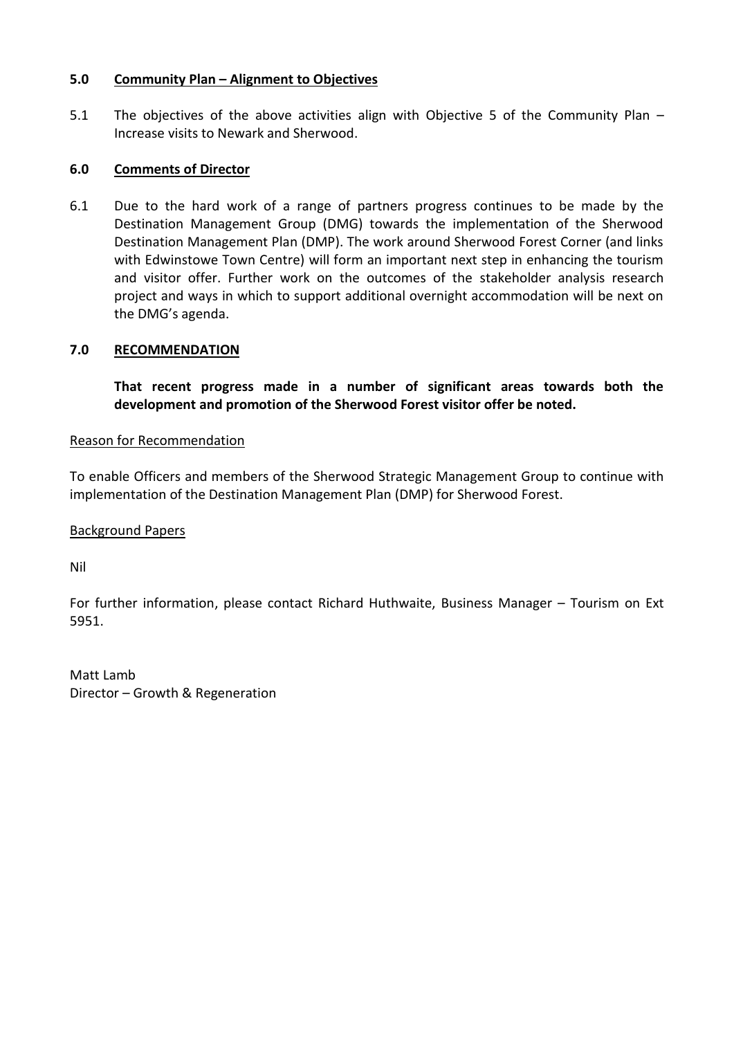## 5.0 Community Plan – Alignment to Objectives

5.1 The objectives of the above activities align with Objective 5 of the Community Plan – Increase visits to Newark and Sherwood.

## 6.0 Comments of Director

6.1 Due to the hard work of a range of partners progress continues to be made by the Destination Management Group (DMG) towards the implementation of the Sherwood Destination Management Plan (DMP). The work around Sherwood Forest Corner (and links with Edwinstowe Town Centre) will form an important next step in enhancing the tourism and visitor offer. Further work on the outcomes of the stakeholder analysis research project and ways in which to support additional overnight accommodation will be next on the DMG's agenda.

## 7.0 RECOMMENDATION

**That recent progress made in a number of significant areas towards both the development and promotion of the Sherwood Forest visitor offer be noted.**

Reason for Recommendation

To enable Officers and members of the Sherwood Strategic Management Group to continue with implementation of the Destination Management Plan (DMP) for Sherwood Forest.

Background Papers

Nil

For further information, please contact Richard Huthwaite, Business Manager – Tourism on Ext 5951.

Matt Lamb
Director – Growth & Regeneration